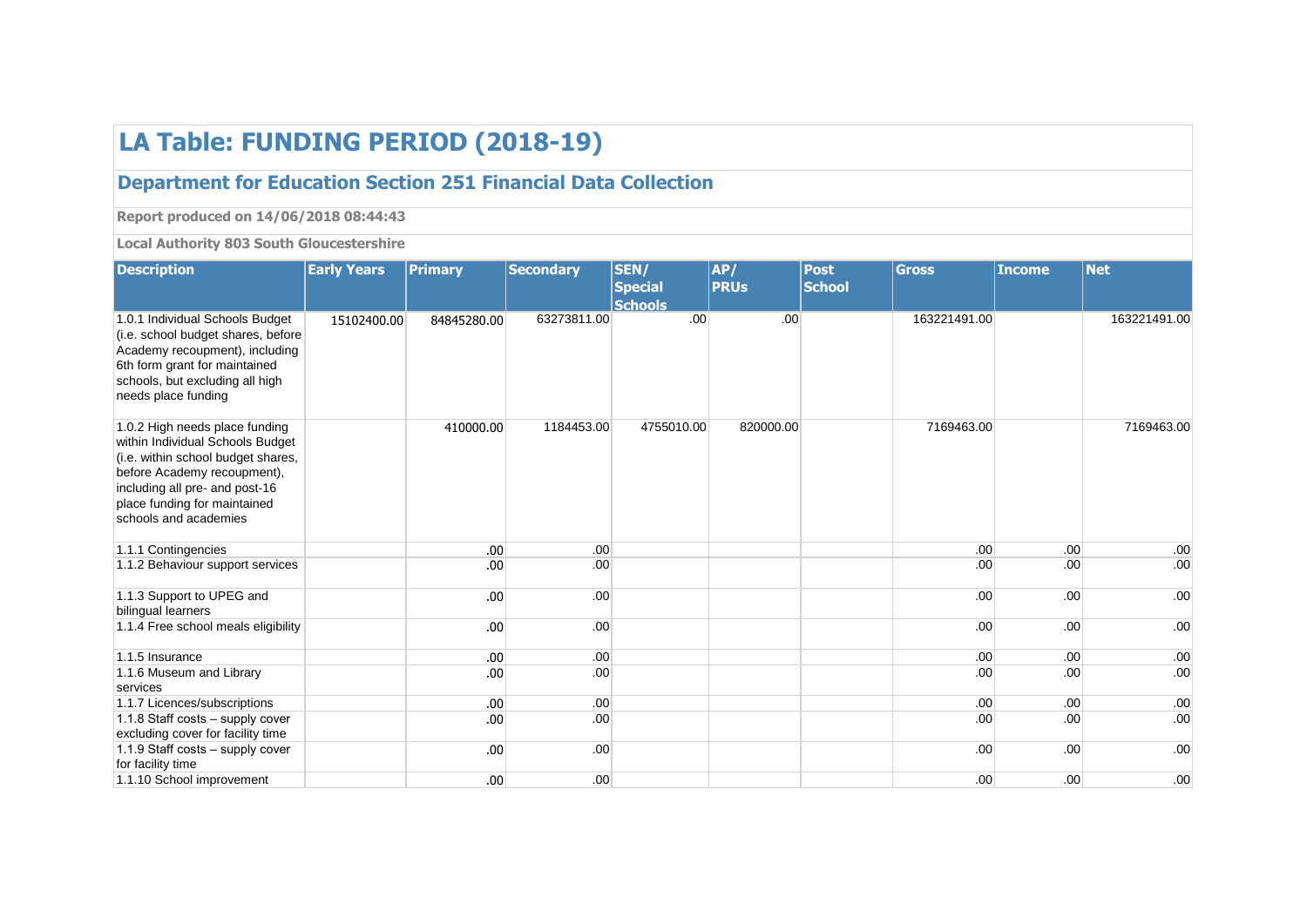# LA Table: FUNDING PERIOD (2018-19)

## Department for Education Section 251 Financial Data Collection

**Report produced on 14/06/2018 08:44:43**

**Local Authority 803 South Gloucestershire**

| Description | Early Years | Primary | Secondary | SEN/ Special Schools | AP/ PRUs | Post School | Gross | Income | Net |
|---|---|---|---|---|---|---|---|---|---|
| 1.0.1 Individual Schools Budget (i.e. school budget shares, before Academy recoupment), including 6th form grant for maintained schools, but excluding all high needs place funding | 15102400.00 | 84845280.00 | 63273811.00 | .00 | .00 | | 163221491.00 | | 163221491.00 |
| 1.0.2 High needs place funding within Individual Schools Budget (i.e. within school budget shares, before Academy recoupment), including all pre- and post-16 place funding for maintained schools and academies | | 410000.00 | 1184453.00 | 4755010.00 | 820000.00 | | 7169463.00 | | 7169463.00 |
| 1.1.1 Contingencies | | .00 | .00 | | | | .00 | .00 | .00 |
| 1.1.2 Behaviour support services | | .00 | .00 | | | | .00 | .00 | .00 |
| 1.1.3 Support to UPEG and bilingual learners | | .00 | .00 | | | | .00 | .00 | .00 |
| 1.1.4 Free school meals eligibility | | .00 | .00 | | | | .00 | .00 | .00 |
| 1.1.5 Insurance | | .00 | .00 | | | | .00 | .00 | .00 |
| 1.1.6 Museum and Library services | | .00 | .00 | | | | .00 | .00 | .00 |
| 1.1.7 Licences/subscriptions | | .00 | .00 | | | | .00 | .00 | .00 |
| 1.1.8 Staff costs – supply cover excluding cover for facility time | | .00 | .00 | | | | .00 | .00 | .00 |
| 1.1.9 Staff costs – supply cover for facility time | | .00 | .00 | | | | .00 | .00 | .00 |
| 1.1.10 School improvement | | .00 | .00 | | | | .00 | .00 | .00 |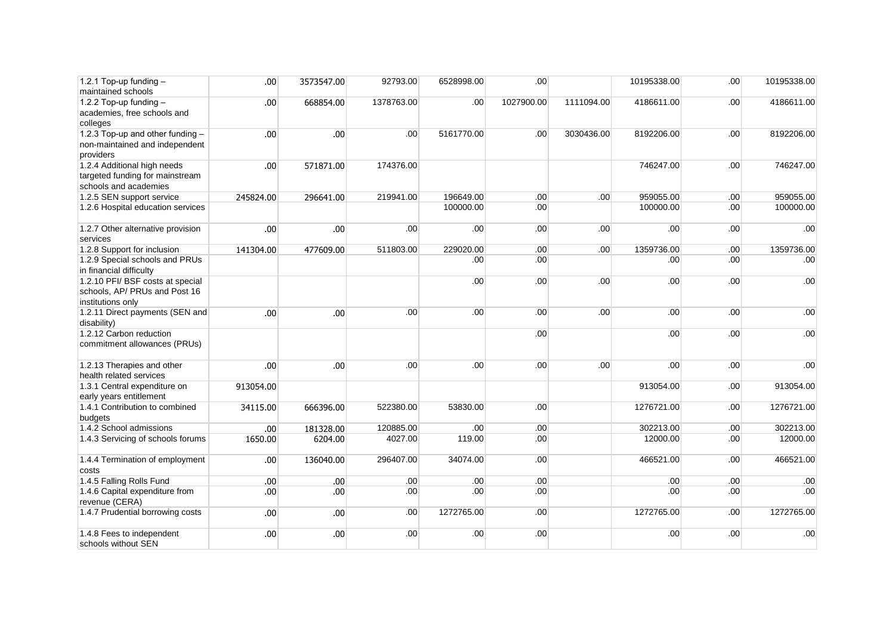| | | | | | | | | | |
|---|---|---|---|---|---|---|---|---|---|
| 1.2.1 Top-up funding – maintained schools | .00 | 3573547.00 | 92793.00 | 6528998.00 | .00 | | 10195338.00 | .00 | 10195338.00 |
| 1.2.2 Top-up funding – academies, free schools and colleges | .00 | 668854.00 | 1378763.00 | .00 | 1027900.00 | 1111094.00 | 4186611.00 | .00 | 4186611.00 |
| 1.2.3 Top-up and other funding – non-maintained and independent providers | .00 | .00 | .00 | 5161770.00 | .00 | 3030436.00 | 8192206.00 | .00 | 8192206.00 |
| 1.2.4 Additional high needs targeted funding for mainstream schools and academies | .00 | 571871.00 | 174376.00 | | | | 746247.00 | .00 | 746247.00 |
| 1.2.5 SEN support service | 245824.00 | 296641.00 | 219941.00 | 196649.00 | .00 | .00 | 959055.00 | .00 | 959055.00 |
| 1.2.6 Hospital education services | | | | 100000.00 | .00 | | 100000.00 | .00 | 100000.00 |
| 1.2.7 Other alternative provision services | .00 | .00 | .00 | .00 | .00 | .00 | .00 | .00 | .00 |
| 1.2.8 Support for inclusion | 141304.00 | 477609.00 | 511803.00 | 229020.00 | .00 | .00 | 1359736.00 | .00 | 1359736.00 |
| 1.2.9 Special schools and PRUs in financial difficulty | | | | .00 | .00 | | .00 | .00 | .00 |
| 1.2.10 PFI/ BSF costs at special schools, AP/ PRUs and Post 16 institutions only | | | | .00 | .00 | .00 | .00 | .00 | .00 |
| 1.2.11 Direct payments (SEN and disability) | .00 | .00 | .00 | .00 | .00 | .00 | .00 | .00 | .00 |
| 1.2.12 Carbon reduction commitment allowances (PRUs) | | | | | .00 | | .00 | .00 | .00 |
| 1.2.13 Therapies and other health related services | .00 | .00 | .00 | .00 | .00 | .00 | .00 | .00 | .00 |
| 1.3.1 Central expenditure on early years entitlement | 913054.00 | | | | | | 913054.00 | .00 | 913054.00 |
| 1.4.1 Contribution to combined budgets | 34115.00 | 666396.00 | 522380.00 | 53830.00 | .00 | | 1276721.00 | .00 | 1276721.00 |
| 1.4.2 School admissions | .00 | 181328.00 | 120885.00 | .00 | .00 | | 302213.00 | .00 | 302213.00 |
| 1.4.3 Servicing of schools forums | 1650.00 | 6204.00 | 4027.00 | 119.00 | .00 | | 12000.00 | .00 | 12000.00 |
| 1.4.4 Termination of employment costs | .00 | 136040.00 | 296407.00 | 34074.00 | .00 | | 466521.00 | .00 | 466521.00 |
| 1.4.5 Falling Rolls Fund | .00 | .00 | .00 | .00 | .00 | | .00 | .00 | .00 |
| 1.4.6 Capital expenditure from revenue (CERA) | .00 | .00 | .00 | .00 | .00 | | .00 | .00 | .00 |
| 1.4.7 Prudential borrowing costs | .00 | .00 | .00 | 1272765.00 | .00 | | 1272765.00 | .00 | 1272765.00 |
| 1.4.8 Fees to independent schools without SEN | .00 | .00 | .00 | .00 | .00 | | .00 | .00 | .00 |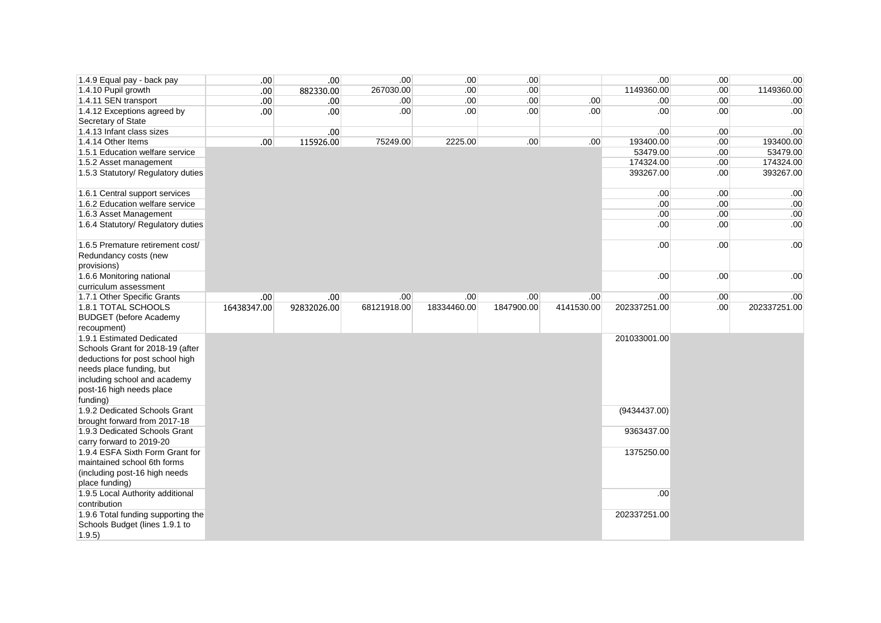| | | | | | | | | | |
|---|---|---|---|---|---|---|---|---|---|
| 1.4.9 Equal pay - back pay | .00 | .00 | .00 | .00 | .00 | | .00 | .00 | .00 |
| 1.4.10 Pupil growth | .00 | 882330.00 | 267030.00 | .00 | .00 | | 1149360.00 | .00 | 1149360.00 |
| 1.4.11 SEN transport | .00 | .00 | .00 | .00 | .00 | .00 | .00 | .00 | .00 |
| 1.4.12 Exceptions agreed by Secretary of State | .00 | .00 | .00 | .00 | .00 | .00 | .00 | .00 | .00 |
| 1.4.13 Infant class sizes | | .00 | | | | | .00 | .00 | .00 |
| 1.4.14 Other Items | .00 | 115926.00 | 75249.00 | 2225.00 | .00 | .00 | 193400.00 | .00 | 193400.00 |
| 1.5.1 Education welfare service | | | | | | | 53479.00 | .00 | 53479.00 |
| 1.5.2 Asset management | | | | | | | 174324.00 | .00 | 174324.00 |
| 1.5.3 Statutory/ Regulatory duties | | | | | | | 393267.00 | .00 | 393267.00 |
| 1.6.1 Central support services | | | | | | | .00 | .00 | .00 |
| 1.6.2 Education welfare service | | | | | | | .00 | .00 | .00 |
| 1.6.3 Asset Management | | | | | | | .00 | .00 | .00 |
| 1.6.4 Statutory/ Regulatory duties | | | | | | | .00 | .00 | .00 |
| 1.6.5 Premature retirement cost/ Redundancy costs (new provisions) | | | | | | | .00 | .00 | .00 |
| 1.6.6 Monitoring national curriculum assessment | | | | | | | .00 | .00 | .00 |
| 1.7.1 Other Specific Grants | .00 | .00 | .00 | .00 | .00 | .00 | .00 | .00 | .00 |
| 1.8.1 TOTAL SCHOOLS BUDGET (before Academy recoupment) | 16438347.00 | 92832026.00 | 68121918.00 | 18334460.00 | 1847900.00 | 4141530.00 | 202337251.00 | .00 | 202337251.00 |
| 1.9.1 Estimated Dedicated Schools Grant for 2018-19 (after deductions for post school high needs place funding, but including school and academy post-16 high needs place funding) | | | | | | | 201033001.00 | | |
| 1.9.2 Dedicated Schools Grant brought forward from 2017-18 | | | | | | | (9434437.00) | | |
| 1.9.3 Dedicated Schools Grant carry forward to 2019-20 | | | | | | | 9363437.00 | | |
| 1.9.4 ESFA Sixth Form Grant for maintained school 6th forms (including post-16 high needs place funding) | | | | | | | 1375250.00 | | |
| 1.9.5 Local Authority additional contribution | | | | | | | .00 | | |
| 1.9.6 Total funding supporting the Schools Budget (lines 1.9.1 to 1.9.5) | | | | | | | 202337251.00 | | |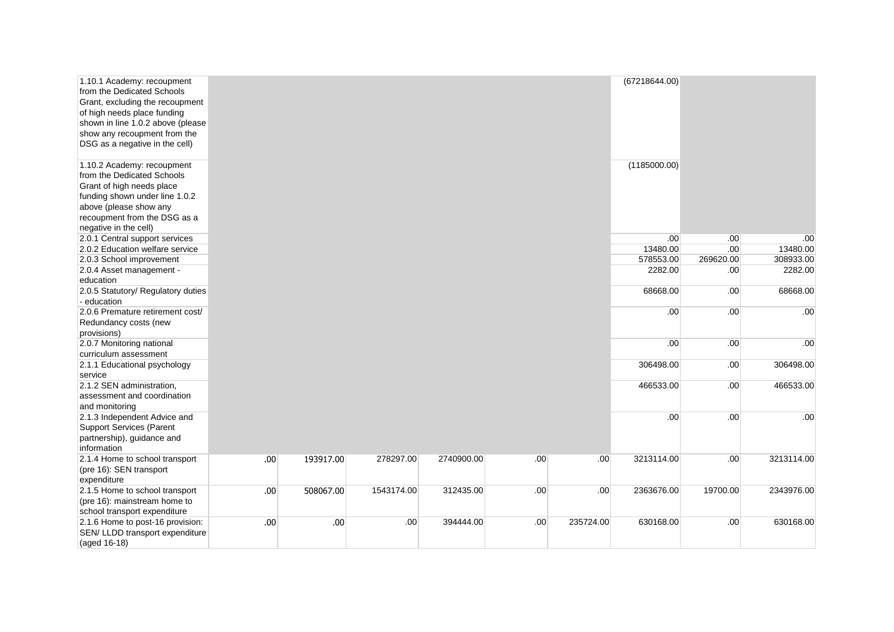| | | | | | | | | | |
|---|---|---|---|---|---|---|---|---|---|
| 1.10.1 Academy: recoupment from the Dedicated Schools Grant, excluding the recoupment of high needs place funding shown in line 1.0.2 above (please show any recoupment from the DSG as a negative in the cell) | | | | | | | (67218644.00) | | |
| 1.10.2 Academy: recoupment from the Dedicated Schools Grant of high needs place funding shown under line 1.0.2 above (please show any recoupment from the DSG as a negative in the cell) | | | | | | | (1185000.00) | | |
| 2.0.1 Central support services | | | | | | | .00 | .00 | .00 |
| 2.0.2 Education welfare service | | | | | | | 13480.00 | .00 | 13480.00 |
| 2.0.3 School improvement | | | | | | | 578553.00 | 269620.00 | 308933.00 |
| 2.0.4 Asset management - education | | | | | | | 2282.00 | .00 | 2282.00 |
| 2.0.5 Statutory/ Regulatory duties - education | | | | | | | 68668.00 | .00 | 68668.00 |
| 2.0.6 Premature retirement cost/ Redundancy costs (new provisions) | | | | | | | .00 | .00 | .00 |
| 2.0.7 Monitoring national curriculum assessment | | | | | | | .00 | .00 | .00 |
| 2.1.1 Educational psychology service | | | | | | | 306498.00 | .00 | 306498.00 |
| 2.1.2 SEN administration, assessment and coordination and monitoring | | | | | | | 466533.00 | .00 | 466533.00 |
| 2.1.3 Independent Advice and Support Services (Parent partnership), guidance and information | | | | | | | .00 | .00 | .00 |
| 2.1.4 Home to school transport (pre 16): SEN transport expenditure | .00 | 193917.00 | 278297.00 | 2740900.00 | .00 | .00 | 3213114.00 | .00 | 3213114.00 |
| 2.1.5 Home to school transport (pre 16): mainstream home to school transport expenditure | .00 | 508067.00 | 1543174.00 | 312435.00 | .00 | .00 | 2363676.00 | 19700.00 | 2343976.00 |
| 2.1.6 Home to post-16 provision: SEN/ LLDD transport expenditure (aged 16-18) | .00 | .00 | .00 | 394444.00 | .00 | 235724.00 | 630168.00 | .00 | 630168.00 |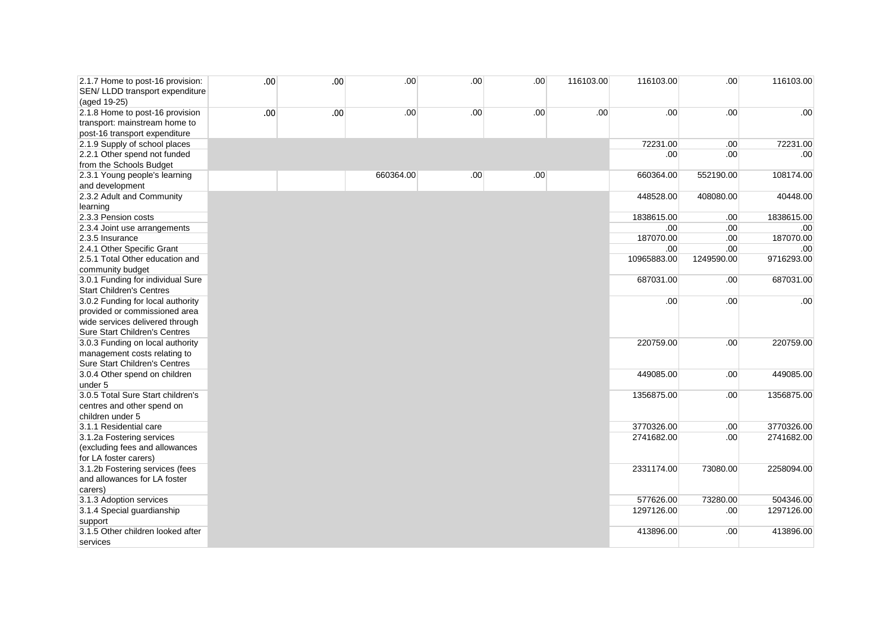| | | | | | | | | | |
|---|---|---|---|---|---|---|---|---|---|
| 2.1.7 Home to post-16 provision: SEN/ LLDD transport expenditure (aged 19-25) | .00 | .00 | .00 | .00 | .00 | 116103.00 | 116103.00 | .00 | 116103.00 |
| 2.1.8 Home to post-16 provision transport: mainstream home to post-16 transport expenditure | .00 | .00 | .00 | .00 | .00 | .00 | .00 | .00 | .00 |
| 2.1.9 Supply of school places | | | | | | | 72231.00 | .00 | 72231.00 |
| 2.2.1 Other spend not funded from the Schools Budget | | | | | | | .00 | .00 | .00 |
| 2.3.1 Young people's learning and development | | | 660364.00 | .00 | .00 | | 660364.00 | 552190.00 | 108174.00 |
| 2.3.2 Adult and Community learning | | | | | | | 448528.00 | 408080.00 | 40448.00 |
| 2.3.3 Pension costs | | | | | | | 1838615.00 | .00 | 1838615.00 |
| 2.3.4 Joint use arrangements | | | | | | | .00 | .00 | .00 |
| 2.3.5 Insurance | | | | | | | 187070.00 | .00 | 187070.00 |
| 2.4.1 Other Specific Grant | | | | | | | .00 | .00 | .00 |
| 2.5.1 Total Other education and community budget | | | | | | | 10965883.00 | 1249590.00 | 9716293.00 |
| 3.0.1 Funding for individual Sure Start Children's Centres | | | | | | | 687031.00 | .00 | 687031.00 |
| 3.0.2 Funding for local authority provided or commissioned area wide services delivered through Sure Start Children's Centres | | | | | | | .00 | .00 | .00 |
| 3.0.3 Funding on local authority management costs relating to Sure Start Children's Centres | | | | | | | 220759.00 | .00 | 220759.00 |
| 3.0.4 Other spend on children under 5 | | | | | | | 449085.00 | .00 | 449085.00 |
| 3.0.5 Total Sure Start children's centres and other spend on children under 5 | | | | | | | 1356875.00 | .00 | 1356875.00 |
| 3.1.1 Residential care | | | | | | | 3770326.00 | .00 | 3770326.00 |
| 3.1.2a Fostering services (excluding fees and allowances for LA foster carers) | | | | | | | 2741682.00 | .00 | 2741682.00 |
| 3.1.2b Fostering services (fees and allowances for LA foster carers) | | | | | | | 2331174.00 | 73080.00 | 2258094.00 |
| 3.1.3 Adoption services | | | | | | | 577626.00 | 73280.00 | 504346.00 |
| 3.1.4 Special guardianship support | | | | | | | 1297126.00 | .00 | 1297126.00 |
| 3.1.5 Other children looked after services | | | | | | | 413896.00 | .00 | 413896.00 |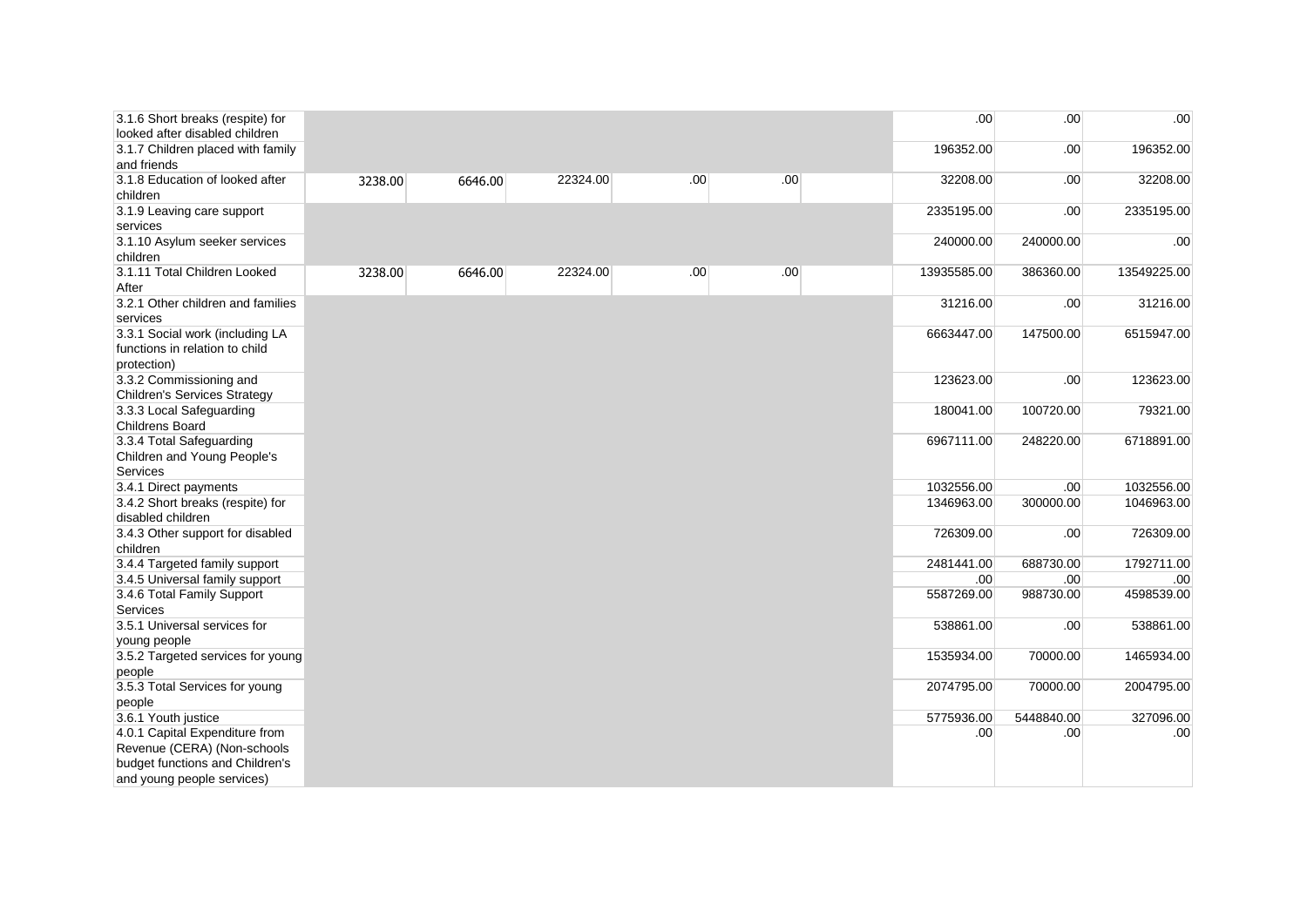| | | | | | | | | | |
|---|---|---|---|---|---|---|---|---|---|
| 3.1.6 Short breaks (respite) for looked after disabled children | | | | | | | .00 | .00 | .00 |
| 3.1.7 Children placed with family and friends | | | | | | | 196352.00 | .00 | 196352.00 |
| 3.1.8 Education of looked after children | 3238.00 | 6646.00 | 22324.00 | .00 | .00 | | 32208.00 | .00 | 32208.00 |
| 3.1.9 Leaving care support services | | | | | | | 2335195.00 | .00 | 2335195.00 |
| 3.1.10 Asylum seeker services children | | | | | | | 240000.00 | 240000.00 | .00 |
| 3.1.11 Total Children Looked After | 3238.00 | 6646.00 | 22324.00 | .00 | .00 | | 13935585.00 | 386360.00 | 13549225.00 |
| 3.2.1 Other children and families services | | | | | | | 31216.00 | .00 | 31216.00 |
| 3.3.1 Social work (including LA functions in relation to child protection) | | | | | | | 6663447.00 | 147500.00 | 6515947.00 |
| 3.3.2 Commissioning and Children's Services Strategy | | | | | | | 123623.00 | .00 | 123623.00 |
| 3.3.3 Local Safeguarding Childrens Board | | | | | | | 180041.00 | 100720.00 | 79321.00 |
| 3.3.4 Total Safeguarding Children and Young People's Services | | | | | | | 6967111.00 | 248220.00 | 6718891.00 |
| 3.4.1 Direct payments | | | | | | | 1032556.00 | .00 | 1032556.00 |
| 3.4.2 Short breaks (respite) for disabled children | | | | | | | 1346963.00 | 300000.00 | 1046963.00 |
| 3.4.3 Other support for disabled children | | | | | | | 726309.00 | .00 | 726309.00 |
| 3.4.4 Targeted family support | | | | | | | 2481441.00 | 688730.00 | 1792711.00 |
| 3.4.5 Universal family support | | | | | | | .00 | .00 | .00 |
| 3.4.6 Total Family Support Services | | | | | | | 5587269.00 | 988730.00 | 4598539.00 |
| 3.5.1 Universal services for young people | | | | | | | 538861.00 | .00 | 538861.00 |
| 3.5.2 Targeted services for young people | | | | | | | 1535934.00 | 70000.00 | 1465934.00 |
| 3.5.3 Total Services for young people | | | | | | | 2074795.00 | 70000.00 | 2004795.00 |
| 3.6.1 Youth justice | | | | | | | 5775936.00 | 5448840.00 | 327096.00 |
| 4.0.1 Capital Expenditure from Revenue (CERA) (Non-schools budget functions and Children's and young people services) | | | | | | | .00 | .00 | .00 |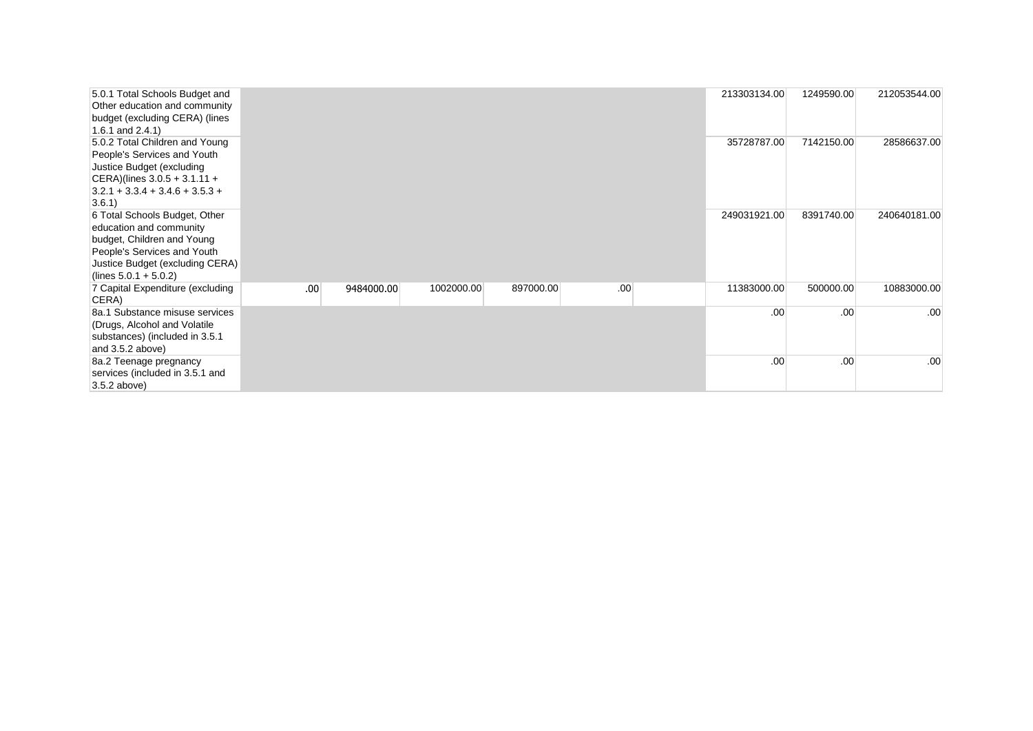| | | | | | | | | | |
|---|---|---|---|---|---|---|---|---|---|
| 5.0.1 Total Schools Budget and Other education and community budget (excluding CERA) (lines 1.6.1 and 2.4.1) | | | | | | | 213303134.00 | 1249590.00 | 212053544.00 |
| 5.0.2 Total Children and Young People's Services and Youth Justice Budget (excluding CERA)(lines 3.0.5 + 3.1.11 + 3.2.1 + 3.3.4 + 3.4.6 + 3.5.3 + 3.6.1) | | | | | | | 35728787.00 | 7142150.00 | 28586637.00 |
| 6 Total Schools Budget, Other education and community budget, Children and Young People's Services and Youth Justice Budget (excluding CERA) (lines 5.0.1 + 5.0.2) | | | | | | | 249031921.00 | 8391740.00 | 240640181.00 |
| 7 Capital Expenditure (excluding CERA) | .00 | 9484000.00 | 1002000.00 | 897000.00 | .00 | | 11383000.00 | 500000.00 | 10883000.00 |
| 8a.1 Substance misuse services (Drugs, Alcohol and Volatile substances) (included in 3.5.1 and 3.5.2 above) | | | | | | | .00 | .00 | .00 |
| 8a.2 Teenage pregnancy services (included in 3.5.1 and 3.5.2 above) | | | | | | | .00 | .00 | .00 |